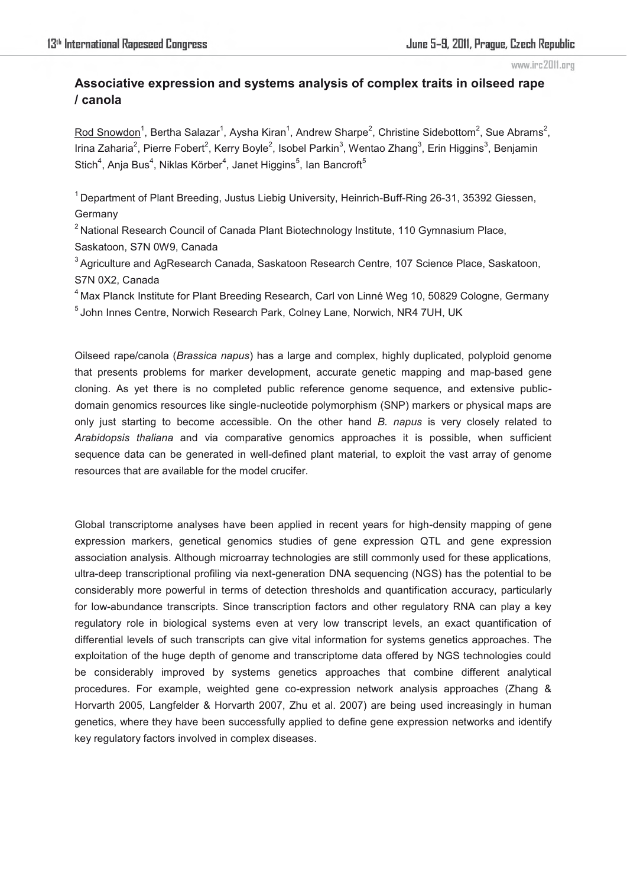# Associative expression and systems analysis of complex traits in oilseed rape / canola

Rod Snowdon[1], Bertha Salazar[1], Aysha Kiran[1], Andrew Sharpe[2], Christine Sidebottom[2], Sue Abrams[2], Irina Zaharia[2], Pierre Fobert[2], Kerry Boyle[2], Isobel Parkin[3], Wentao Zhang[3], Erin Higgins[3], Benjamin Stich[4], Anja Bus[4], Niklas Körber[4], Janet Higgins[5], Ian Bancroft[5]

[1] Department of Plant Breeding, Justus Liebig University, Heinrich-Buff-Ring 26-31, 35392 Giessen, Germany

[2] National Research Council of Canada Plant Biotechnology Institute, 110 Gymnasium Place, Saskatoon, S7N 0W9, Canada

[3] Agriculture and AgResearch Canada, Saskatoon Research Centre, 107 Science Place, Saskatoon, S7N 0X2, Canada

[4] Max Planck Institute for Plant Breeding Research, Carl von Linné Weg 10, 50829 Cologne, Germany

[5] John Innes Centre, Norwich Research Park, Colney Lane, Norwich, NR4 7UH, UK

Oilseed rape/canola (*Brassica napus*) has a large and complex, highly duplicated, polyploid genome that presents problems for marker development, accurate genetic mapping and map-based gene cloning. As yet there is no completed public reference genome sequence, and extensive public-domain genomics resources like single-nucleotide polymorphism (SNP) markers or physical maps are only just starting to become accessible. On the other hand *B. napus* is very closely related to *Arabidopsis thaliana* and via comparative genomics approaches it is possible, when sufficient sequence data can be generated in well-defined plant material, to exploit the vast array of genome resources that are available for the model crucifer.

Global transcriptome analyses have been applied in recent years for high-density mapping of gene expression markers, genetical genomics studies of gene expression QTL and gene expression association analysis. Although microarray technologies are still commonly used for these applications, ultra-deep transcriptional profiling via next-generation DNA sequencing (NGS) has the potential to be considerably more powerful in terms of detection thresholds and quantification accuracy, particularly for low-abundance transcripts. Since transcription factors and other regulatory RNA can play a key regulatory role in biological systems even at very low transcript levels, an exact quantification of differential levels of such transcripts can give vital information for systems genetics approaches. The exploitation of the huge depth of genome and transcriptome data offered by NGS technologies could be considerably improved by systems genetics approaches that combine different analytical procedures. For example, weighted gene co-expression network analysis approaches (Zhang & Horvarth 2005, Langfelder & Horvarth 2007, Zhu et al. 2007) are being used increasingly in human genetics, where they have been successfully applied to define gene expression networks and identify key regulatory factors involved in complex diseases.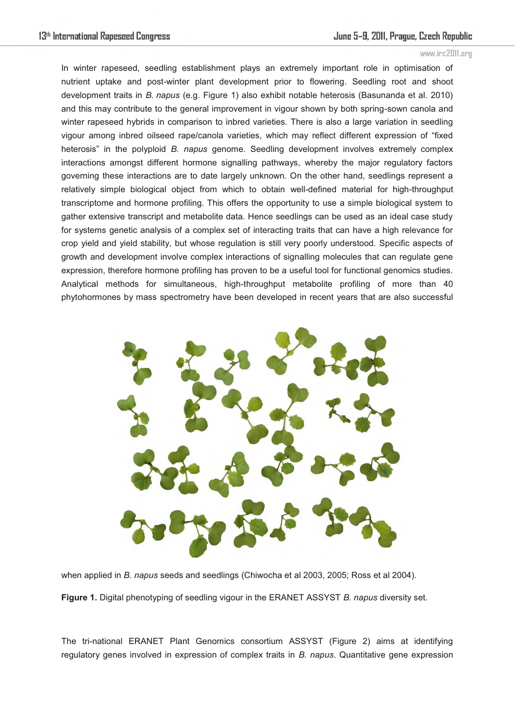In winter rapeseed, seedling establishment plays an extremely important role in optimisation of nutrient uptake and post-winter plant development prior to flowering. Seedling root and shoot development traits in *B. napus* (e.g. Figure 1) also exhibit notable heterosis (Basunanda et al. 2010) and this may contribute to the general improvement in vigour shown by both spring-sown canola and winter rapeseed hybrids in comparison to inbred varieties. There is also a large variation in seedling vigour among inbred oilseed rape/canola varieties, which may reflect different expression of "fixed heterosis" in the polyploid *B. napus* genome. Seedling development involves extremely complex interactions amongst different hormone signalling pathways, whereby the major regulatory factors governing these interactions are to date largely unknown. On the other hand, seedlings represent a relatively simple biological object from which to obtain well-defined material for high-throughput transcriptome and hormone profiling. This offers the opportunity to use a simple biological system to gather extensive transcript and metabolite data. Hence seedlings can be used as an ideal case study for systems genetic analysis of a complex set of interacting traits that can have a high relevance for crop yield and yield stability, but whose regulation is still very poorly understood. Specific aspects of growth and development involve complex interactions of signalling molecules that can regulate gene expression, therefore hormone profiling has proven to be a useful tool for functional genomics studies. Analytical methods for simultaneous, high-throughput metabolite profiling of more than 40 phytohormones by mass spectrometry have been developed in recent years that are also successful when applied in *B. napus* seeds and seedlings (Chiwocha et al 2003, 2005; Ross et al 2004).

**Figure 1.** Digital phenotyping of seedling vigour in the ERANET ASSYST *B. napus* diversity set.

The tri-national ERANET Plant Genomics consortium ASSYST (Figure 2) aims at identifying regulatory genes involved in expression of complex traits in *B. napus*. Quantitative gene expression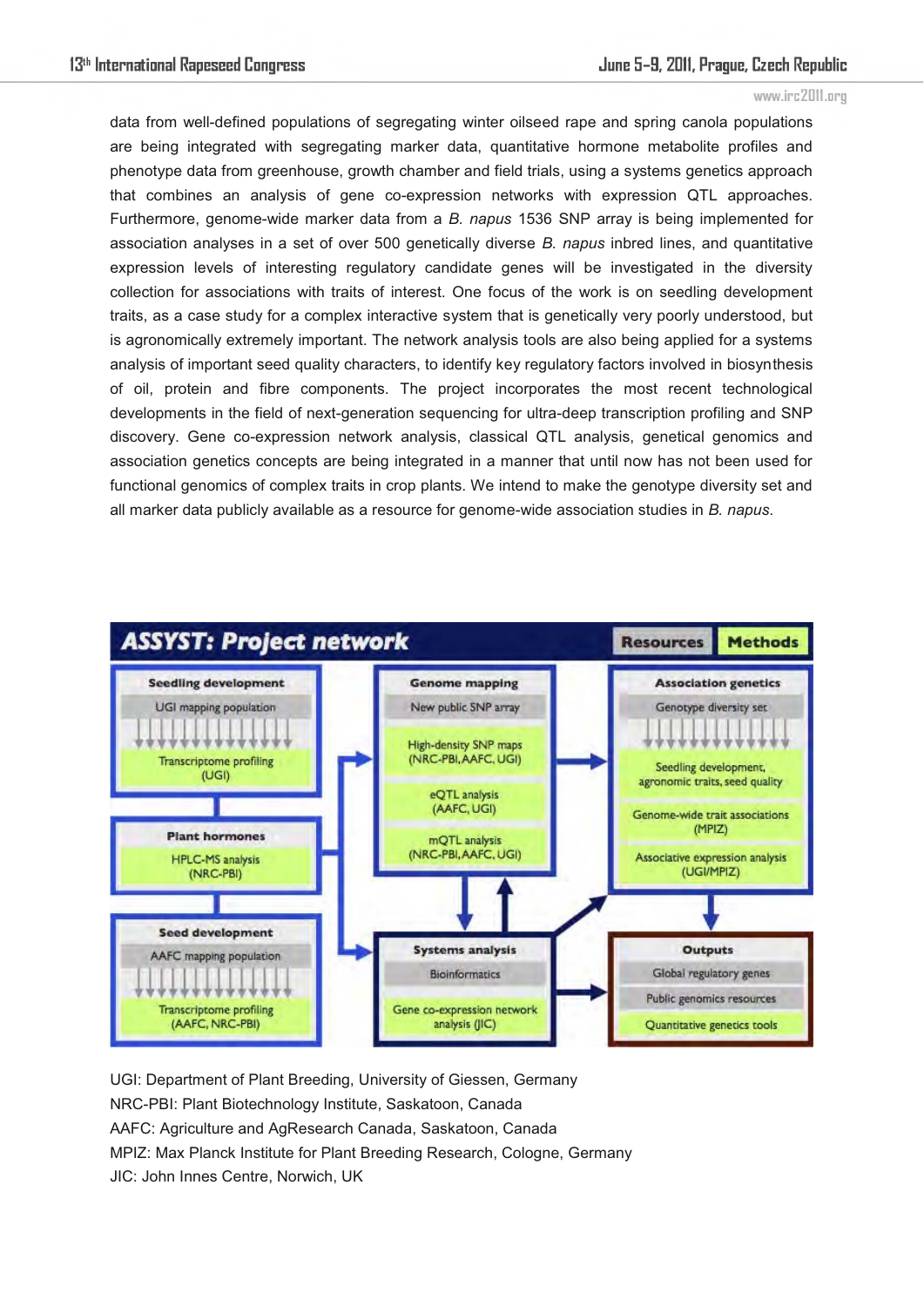data from well-defined populations of segregating winter oilseed rape and spring canola populations are being integrated with segregating marker data, quantitative hormone metabolite profiles and phenotype data from greenhouse, growth chamber and field trials, using a systems genetics approach that combines an analysis of gene co-expression networks with expression QTL approaches. Furthermore, genome-wide marker data from a *B. napus* 1536 SNP array is being implemented for association analyses in a set of over 500 genetically diverse *B. napus* inbred lines, and quantitative expression levels of interesting regulatory candidate genes will be investigated in the diversity collection for associations with traits of interest. One focus of the work is on seedling development traits, as a case study for a complex interactive system that is genetically very poorly understood, but is agronomically extremely important. The network analysis tools are also being applied for a systems analysis of important seed quality characters, to identify key regulatory factors involved in biosynthesis of oil, protein and fibre components. The project incorporates the most recent technological developments in the field of next-generation sequencing for ultra-deep transcription profiling and SNP discovery. Gene co-expression network analysis, classical QTL analysis, genetical genomics and association genetics concepts are being integrated in a manner that until now has not been used for functional genomics of complex traits in crop plants. We intend to make the genotype diversity set and all marker data publicly available as a resource for genome-wide association studies in *B. napus*.

**ASSYST: Project network** — Resources | Methods

- **Seedling development**: UGI mapping population; Transcriptome profiling (UGI)
- **Plant hormones**: HPLC-MS analysis (NRC-PBI)
- **Seed development**: AAFC mapping population; Transcriptome profiling (AAFC, NRC-PBI)
- **Genome mapping**: New public SNP array; High-density SNP maps (NRC-PBI, AAFC, UGI); eQTL analysis (AAFC, UGI); mQTL analysis (NRC-PBI, AAFC, UGI)
- **Systems analysis**: Bioinformatics; Gene co-expression network analysis (JIC)
- **Association genetics**: Genotype diversity set; Seedling development, agronomic traits, seed quality; Genome-wide trait associations (MPIZ); Associative expression analysis (UGI/MPIZ)
- **Outputs**: Global regulatory genes; Public genomics resources; Quantitative genetics tools

UGI: Department of Plant Breeding, University of Giessen, Germany
NRC-PBI: Plant Biotechnology Institute, Saskatoon, Canada
AAFC: Agriculture and AgResearch Canada, Saskatoon, Canada
MPIZ: Max Planck Institute for Plant Breeding Research, Cologne, Germany
JIC: John Innes Centre, Norwich, UK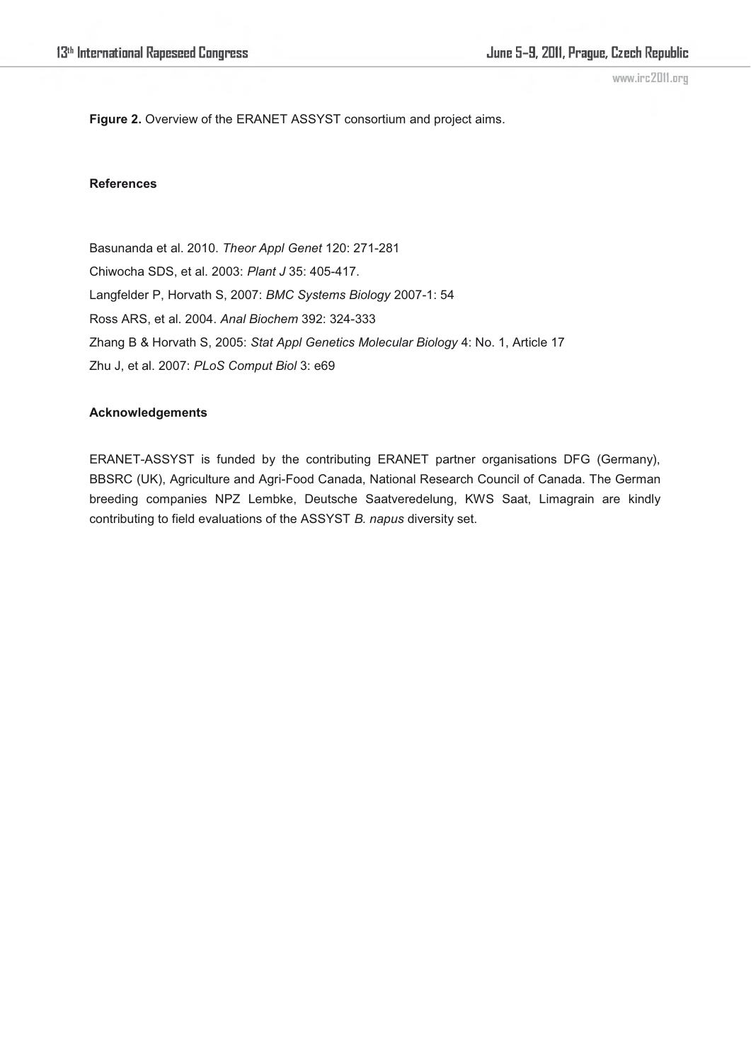**Figure 2.** Overview of the ERANET ASSYST consortium and project aims.

## References

Basunanda et al. 2010. *Theor Appl Genet* 120: 271-281

Chiwocha SDS, et al. 2003: *Plant J* 35: 405-417.

Langfelder P, Horvath S, 2007: *BMC Systems Biology* 2007-1: 54

Ross ARS, et al. 2004. *Anal Biochem* 392: 324-333

Zhang B & Horvath S, 2005: *Stat Appl Genetics Molecular Biology* 4: No. 1, Article 17

Zhu J, et al. 2007: *PLoS Comput Biol* 3: e69

## Acknowledgements

ERANET-ASSYST is funded by the contributing ERANET partner organisations DFG (Germany), BBSRC (UK), Agriculture and Agri-Food Canada, National Research Council of Canada. The German breeding companies NPZ Lembke, Deutsche Saatveredelung, KWS Saat, Limagrain are kindly contributing to field evaluations of the ASSYST *B. napus* diversity set.